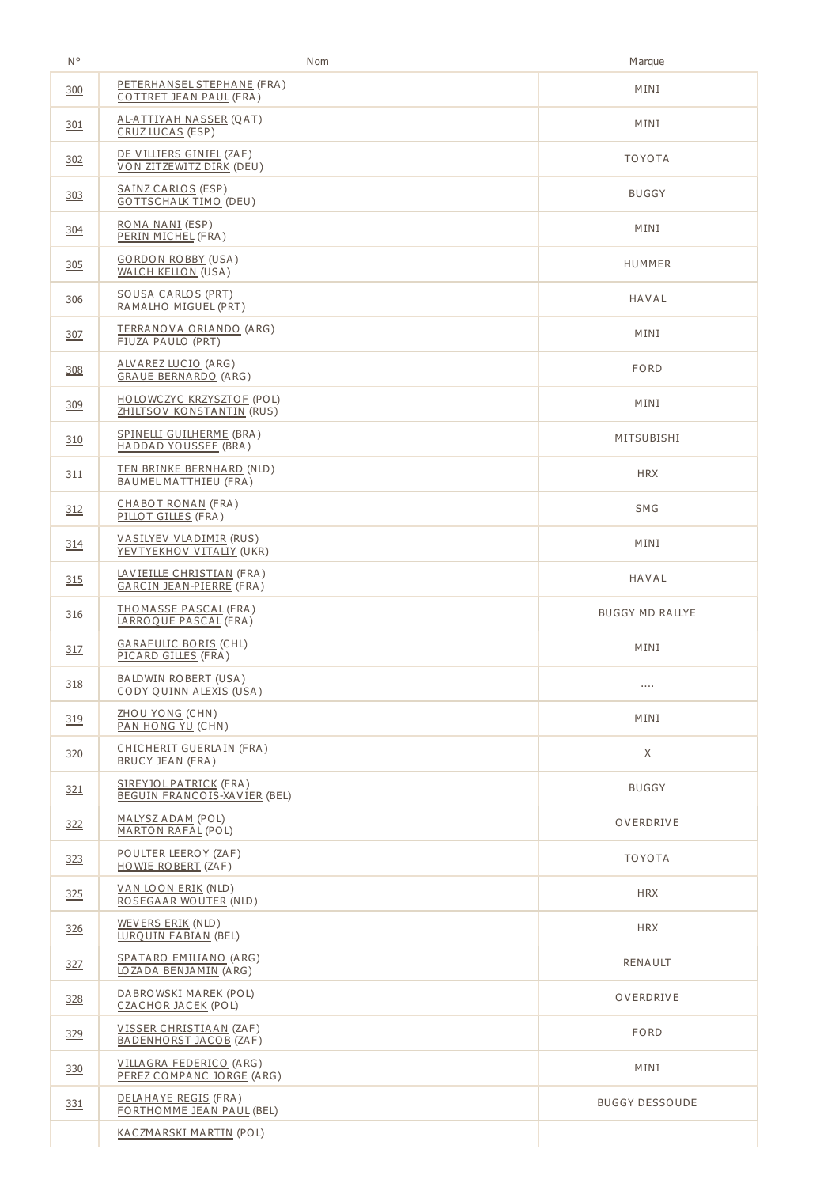| N° | Nom | Marque |
|---|---|---|
| 300 | PETERHANSEL STEPHANE (FRA)<br>COTTRET JEAN PAUL (FRA) | MINI |
| 301 | AL-ATTIYAH NASSER (QAT)<br>CRUZ LUCAS (ESP) | MINI |
| 302 | DE VILLIERS GINIEL (ZAF)<br>VON ZITZEWITZ DIRK (DEU) | TOYOTA |
| 303 | SAINZ CARLOS (ESP)<br>GOTTSCHALK TIMO (DEU) | BUGGY |
| 304 | ROMA NANI (ESP)<br>PERIN MICHEL (FRA) | MINI |
| 305 | GORDON ROBBY (USA)<br>WALCH KELLON (USA) | HUMMER |
| 306 | SOUSA CARLOS (PRT)<br>RAMALHO MIGUEL (PRT) | HAVAL |
| 307 | TERRANOVA ORLANDO (ARG)<br>FIUZA PAULO (PRT) | MINI |
| 308 | ALVAREZ LUCIO (ARG)<br>GRAUE BERNARDO (ARG) | FORD |
| 309 | HOLOWCZYC KRZYSZTOF (POL)<br>ZHILTSOV KONSTANTIN (RUS) | MINI |
| 310 | SPINELLI GUILHERME (BRA)<br>HADDAD YOUSSEF (BRA) | MITSUBISHI |
| 311 | TEN BRINKE BERNHARD (NLD)<br>BAUMEL MATTHIEU (FRA) | HRX |
| 312 | CHABOT RONAN (FRA)<br>PILLOT GILLES (FRA) | SMG |
| 314 | VASILYEV VLADIMIR (RUS)<br>YEVTYEKHOV VITALIY (UKR) | MINI |
| 315 | LAVIEILLE CHRISTIAN (FRA)<br>GARCIN JEAN-PIERRE (FRA) | HAVAL |
| 316 | THOMASSE PASCAL (FRA)<br>LARROQUE PASCAL (FRA) | BUGGY MD RALLYE |
| 317 | GARAFULIC BORIS (CHL)<br>PICARD GILLES (FRA) | MINI |
| 318 | BALDWIN ROBERT (USA)<br>CODY QUINN ALEXIS (USA) | .... |
| 319 | ZHOU YONG (CHN)<br>PAN HONG YU (CHN) | MINI |
| 320 | CHICHERIT GUERLAIN (FRA)<br>BRUCY JEAN (FRA) | X |
| 321 | SIREYJOL PATRICK (FRA)<br>BEGUIN FRANCOIS-XAVIER (BEL) | BUGGY |
| 322 | MALYSZ ADAM (POL)<br>MARTON RAFAL (POL) | OVERDRIVE |
| 323 | POULTER LEEROY (ZAF)<br>HOWIE ROBERT (ZAF) | TOYOTA |
| 325 | VAN LOON ERIK (NLD)<br>ROSEGAAR WOUTER (NLD) | HRX |
| 326 | WEVERS ERIK (NLD)<br>LURQUIN FABIAN (BEL) | HRX |
| 327 | SPATARO EMILIANO (ARG)<br>LOZADA BENJAMIN (ARG) | RENAULT |
| 328 | DABROWSKI MAREK (POL)<br>CZACHOR JACEK (POL) | OVERDRIVE |
| 329 | VISSER CHRISTIAAN (ZAF)<br>BADENHORST JACOB (ZAF) | FORD |
| 330 | VILLAGRA FEDERICO (ARG)<br>PEREZ COMPANC JORGE (ARG) | MINI |
| 331 | DELAHAYE REGIS (FRA)<br>FORTHOMME JEAN PAUL (BEL) | BUGGY DESSOUDE |
| | KACZMARSKI MARTIN (POL) | |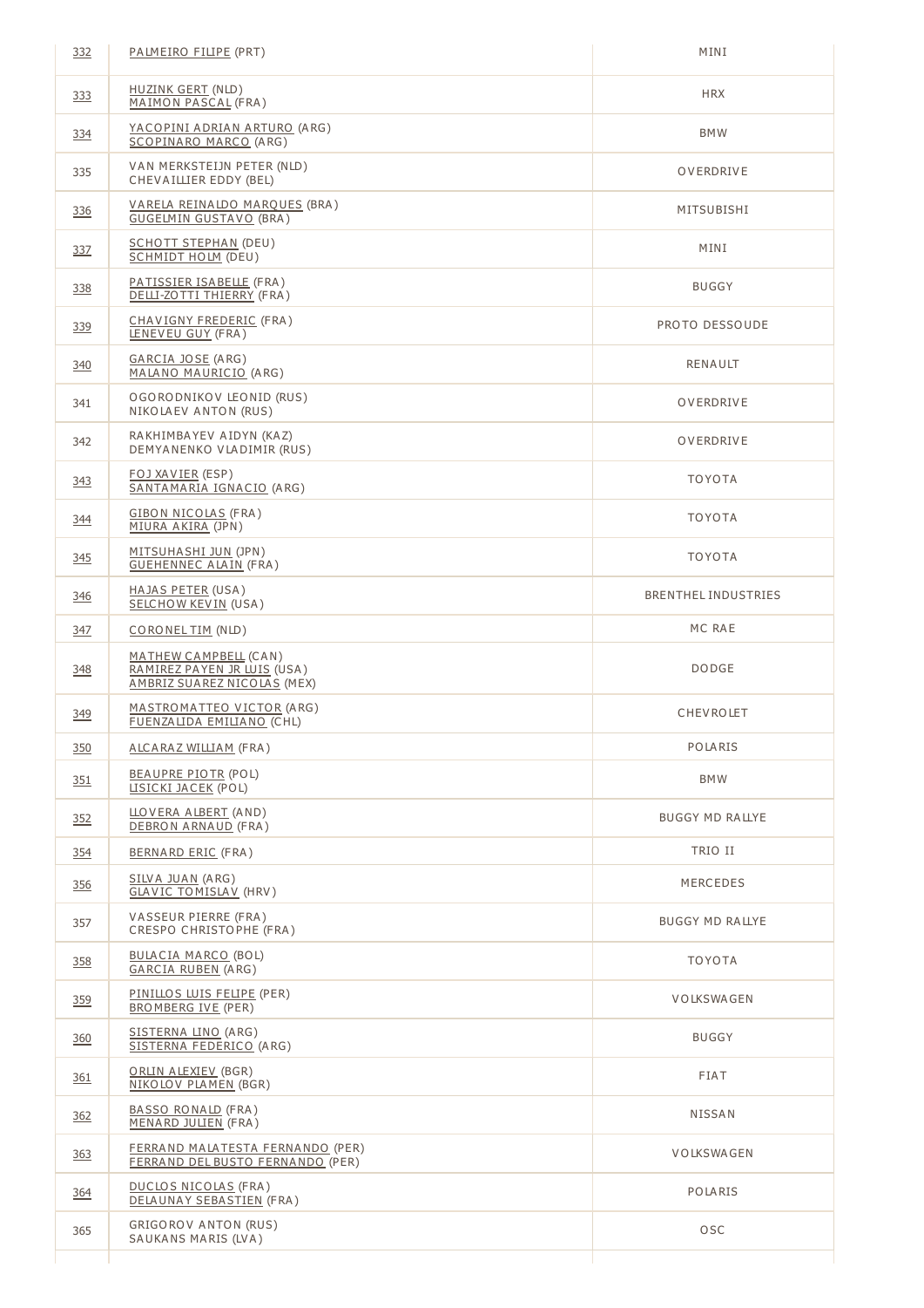| | | |
|---|---|---|
| 332 | PALMEIRO FILIPE (PRT) | MINI |
| 333 | HUZINK GERT (NLD)<br>MAIMON PASCAL (FRA) | HRX |
| 334 | YACOPINI ADRIAN ARTURO (ARG)<br>SCOPINARO MARCO (ARG) | BMW |
| 335 | VAN MERKSTEIJN PETER (NLD)<br>CHEVAILLIER EDDY (BEL) | OVERDRIVE |
| 336 | VARELA REINALDO MARQUES (BRA)<br>GUGELMIN GUSTAVO (BRA) | MITSUBISHI |
| 337 | SCHOTT STEPHAN (DEU)<br>SCHMIDT HOLM (DEU) | MINI |
| 338 | PATISSIER ISABELLE (FRA)<br>DELLI-ZOTTI THIERRY (FRA) | BUGGY |
| 339 | CHAVIGNY FREDERIC (FRA)<br>LENEVEU GUY (FRA) | PROTO DESSOUDE |
| 340 | GARCIA JOSE (ARG)<br>MALANO MAURICIO (ARG) | RENAULT |
| 341 | OGORODNIKOV LEONID (RUS)<br>NIKOLAEV ANTON (RUS) | OVERDRIVE |
| 342 | RAKHIMBAYEV AIDYN (KAZ)<br>DEMYANENKO VLADIMIR (RUS) | OVERDRIVE |
| 343 | FOJ XAVIER (ESP)<br>SANTAMARIA IGNACIO (ARG) | TOYOTA |
| 344 | GIBON NICOLAS (FRA)<br>MIURA AKIRA (JPN) | TOYOTA |
| 345 | MITSUHASHI JUN (JPN)<br>GUEHENNEC ALAIN (FRA) | TOYOTA |
| 346 | HAJAS PETER (USA)<br>SELCHOW KEVIN (USA) | BRENTHEL INDUSTRIES |
| 347 | CORONEL TIM (NLD) | MC RAE |
| 348 | MATHEW CAMPBELL (CAN)<br>RAMIREZ PAYEN JR LUIS (USA)<br>AMBRIZ SUAREZ NICOLAS (MEX) | DODGE |
| 349 | MASTROMATTEO VICTOR (ARG)<br>FUENZALIDA EMILIANO (CHL) | CHEVROLET |
| 350 | ALCARAZ WILLIAM (FRA) | POLARIS |
| 351 | BEAUPRE PIOTR (POL)<br>LISICKI JACEK (POL) | BMW |
| 352 | LLOVERA ALBERT (AND)<br>DEBRON ARNAUD (FRA) | BUGGY MD RALLYE |
| 354 | BERNARD ERIC (FRA) | TRIO II |
| 356 | SILVA JUAN (ARG)<br>GLAVIC TOMISLAV (HRV) | MERCEDES |
| 357 | VASSEUR PIERRE (FRA)<br>CRESPO CHRISTOPHE (FRA) | BUGGY MD RALLYE |
| 358 | BULACIA MARCO (BOL)<br>GARCIA RUBEN (ARG) | TOYOTA |
| 359 | PINILLOS LUIS FELIPE (PER)<br>BROMBERG IVE (PER) | VOLKSWAGEN |
| 360 | SISTERNA LINO (ARG)<br>SISTERNA FEDERICO (ARG) | BUGGY |
| 361 | ORLIN ALEXIEV (BGR)<br>NIKOLOV PLAMEN (BGR) | FIAT |
| 362 | BASSO RONALD (FRA)<br>MENARD JULIEN (FRA) | NISSAN |
| 363 | FERRAND MALATESTA FERNANDO (PER)<br>FERRAND DEL BUSTO FERNANDO (PER) | VOLKSWAGEN |
| 364 | DUCLOS NICOLAS (FRA)<br>DELAUNAY SEBASTIEN (FRA) | POLARIS |
| 365 | GRIGOROV ANTON (RUS)<br>SAUKANS MARIS (LVA) | OSC |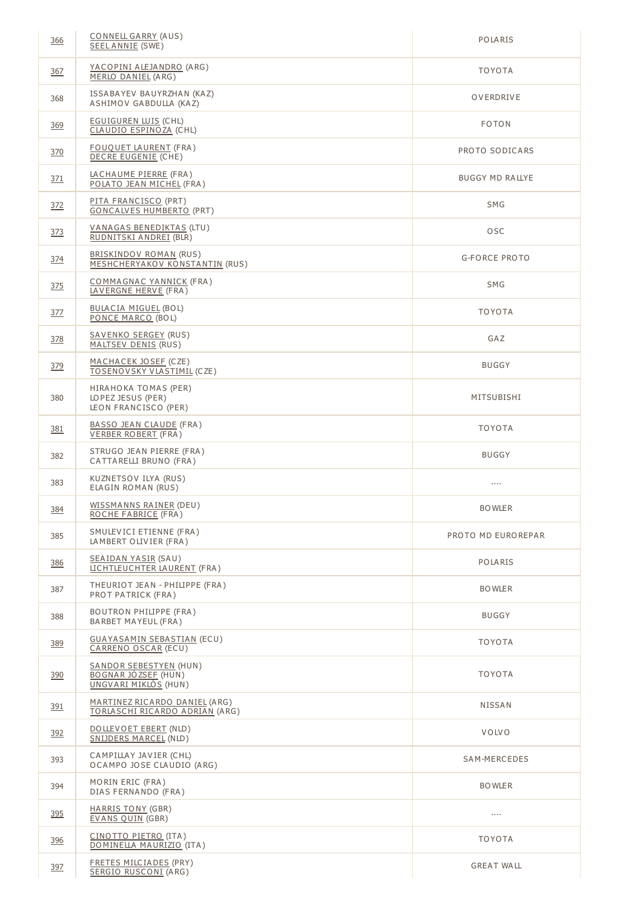| | | |
|---|---|---|
| 366 | CONNELL GARRY (AUS)<br>SEEL ANNIE (SWE) | POLARIS |
| 367 | YACOPINI ALEJANDRO (ARG)<br>MERLO DANIEL (ARG) | TOYOTA |
| 368 | ISSABAYEV BAUYRZHAN (KAZ)<br>ASHIMOV GABDULLA (KAZ) | OVERDRIVE |
| 369 | EGUIGUREN LUIS (CHL)<br>CLAUDIO ESPINOZA (CHL) | FOTON |
| 370 | FOUQUET LAURENT (FRA)<br>DECRE EUGENIE (CHE) | PROTO SODICARS |
| 371 | LACHAUME PIERRE (FRA)<br>POLATO JEAN MICHEL (FRA) | BUGGY MD RALLYE |
| 372 | PITA FRANCISCO (PRT)<br>GONCALVES HUMBERTO (PRT) | SMG |
| 373 | VANAGAS BENEDIKTAS (LTU)<br>RUDNITSKI ANDREI (BLR) | OSC |
| 374 | BRISKINDOV ROMAN (RUS)<br>MESHCHERYAKOV KONSTANTIN (RUS) | G-FORCE PROTO |
| 375 | COMMAGNAC YANNICK (FRA)<br>LAVERGNE HERVE (FRA) | SMG |
| 377 | BULACIA MIGUEL (BOL)<br>PONCE MARCO (BOL) | TOYOTA |
| 378 | SAVENKO SERGEY (RUS)<br>MALTSEV DENIS (RUS) | GAZ |
| 379 | MACHACEK JOSEF (CZE)<br>TOSENOVSKY VLASTIMIL (CZE) | BUGGY |
| 380 | HIRAHOKA TOMAS (PER)<br>LOPEZ JESUS (PER)<br>LEON FRANCISCO (PER) | MITSUBISHI |
| 381 | BASSO JEAN CLAUDE (FRA)<br>VERBER ROBERT (FRA) | TOYOTA |
| 382 | STRUGO JEAN PIERRE (FRA)<br>CATTARELLI BRUNO (FRA) | BUGGY |
| 383 | KUZNETSOV ILYA (RUS)<br>ELAGIN ROMAN (RUS) | .... |
| 384 | WISSMANNS RAINER (DEU)<br>ROCHE FABRICE (FRA) | BOWLER |
| 385 | SMULEVICI ETIENNE (FRA)<br>LAMBERT OLIVIER (FRA) | PROTO MD EUROREPAR |
| 386 | SEAIDAN YASIR (SAU)<br>LICHTLEUCHTER LAURENT (FRA) | POLARIS |
| 387 | THEURIOT JEAN - PHILIPPE (FRA)<br>PROT PATRICK (FRA) | BOWLER |
| 388 | BOUTRON PHILIPPE (FRA)<br>BARBET MAYEUL (FRA) | BUGGY |
| 389 | GUAYASAMIN SEBASTIAN (ECU)<br>CARRENO OSCAR (ECU) | TOYOTA |
| 390 | SANDOR SEBESTYEN (HUN)<br>BOGNAR JÓZSEF (HUN)<br>UNGVARI MIKLÓS (HUN) | TOYOTA |
| 391 | MARTINEZ RICARDO DANIEL (ARG)<br>TORLASCHI RICARDO ADRIAN (ARG) | NISSAN |
| 392 | DOLLEVOET EBERT (NLD)<br>SNIJDERS MARCEL (NLD) | VOLVO |
| 393 | CAMPILLAY JAVIER (CHL)<br>OCAMPO JOSE CLAUDIO (ARG) | SAM-MERCEDES |
| 394 | MORIN ERIC (FRA)<br>DIAS FERNANDO (FRA) | BOWLER |
| 395 | HARRIS TONY (GBR)<br>EVANS QUIN (GBR) | .... |
| 396 | CINOTTO PIETRO (ITA)<br>DOMINELLA MAURIZIO (ITA) | TOYOTA |
| 397 | FRETES MILCIADES (PRY)<br>SERGIO RUSCONI (ARG) | GREAT WALL |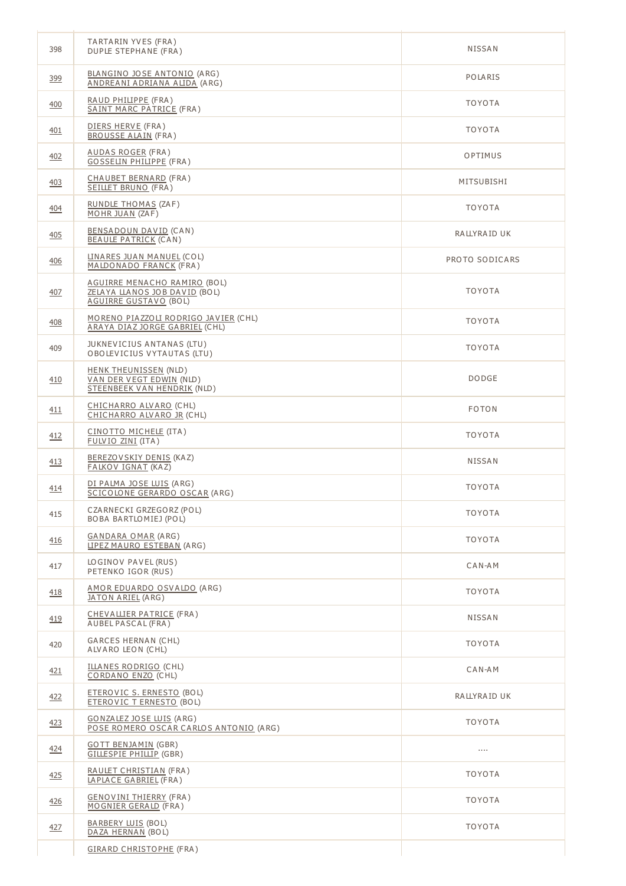| | | |
|---|---|---|
| 398 | TARTARIN YVES (FRA)<br>DUPLE STEPHANE (FRA) | NISSAN |
| 399 | BLANGINO JOSE ANTONIO (ARG)<br>ANDREANI ADRIANA ALIDA (ARG) | POLARIS |
| 400 | RAUD PHILIPPE (FRA)<br>SAINT MARC PATRICE (FRA) | TOYOTA |
| 401 | DIERS HERVE (FRA)<br>BROUSSE ALAIN (FRA) | TOYOTA |
| 402 | AUDAS ROGER (FRA)<br>GOSSELIN PHILIPPE (FRA) | OPTIMUS |
| 403 | CHAUBET BERNARD (FRA)<br>SEILLET BRUNO (FRA) | MITSUBISHI |
| 404 | RUNDLE THOMAS (ZAF)<br>MOHR JUAN (ZAF) | TOYOTA |
| 405 | BENSADOUN DAVID (CAN)<br>BEAULE PATRICK (CAN) | RALLYRAID UK |
| 406 | LINARES JUAN MANUEL (COL)<br>MALDONADO FRANCK (FRA) | PROTO SODICARS |
| 407 | AGUIRRE MENACHO RAMIRO (BOL)<br>ZELAYA LLANOS JOB DAVID (BOL)<br>AGUIRRE GUSTAVO (BOL) | TOYOTA |
| 408 | MORENO PIAZZOLI RODRIGO JAVIER (CHL)<br>ARAYA DIAZ JORGE GABRIEL (CHL) | TOYOTA |
| 409 | JUKNEVICIUS ANTANAS (LTU)<br>OBOLEVICIUS VYTAUTAS (LTU) | TOYOTA |
| 410 | HENK THEUNISSEN (NLD)<br>VAN DER VEGT EDWIN (NLD)<br>STEENBEEK VAN HENDRIK (NLD) | DODGE |
| 411 | CHICHARRO ALVARO (CHL)<br>CHICHARRO ALVARO JR (CHL) | FOTON |
| 412 | CINOTTO MICHELE (ITA)<br>FULVIO ZINI (ITA) | TOYOTA |
| 413 | BEREZOVSKIY DENIS (KAZ)<br>FALKOV IGNAT (KAZ) | NISSAN |
| 414 | DI PALMA JOSE LUIS (ARG)<br>SCICOLONE GERARDO OSCAR (ARG) | TOYOTA |
| 415 | CZARNECKI GRZEGORZ (POL)<br>BOBA BARTLOMIEJ (POL) | TOYOTA |
| 416 | GANDARA OMAR (ARG)<br>LIPEZ MAURO ESTEBAN (ARG) | TOYOTA |
| 417 | LOGINOV PAVEL (RUS)<br>PETENKO IGOR (RUS) | CAN-AM |
| 418 | AMOR EDUARDO OSVALDO (ARG)<br>JATON ARIEL (ARG) | TOYOTA |
| 419 | CHEVALLIER PATRICE (FRA)<br>AUBEL PASCAL (FRA) | NISSAN |
| 420 | GARCES HERNAN (CHL)<br>ALVARO LEON (CHL) | TOYOTA |
| 421 | ILLANES RODRIGO (CHL)<br>CORDANO ENZO (CHL) | CAN-AM |
| 422 | ETEROVIC S. ERNESTO (BOL)<br>ETEROVIC T ERNESTO (BOL) | RALLYRAID UK |
| 423 | GONZALEZ JOSE LUIS (ARG)<br>POSE ROMERO OSCAR CARLOS ANTONIO (ARG) | TOYOTA |
| 424 | GOTT BENJAMIN (GBR)<br>GILLESPIE PHILLIP (GBR) | .... |
| 425 | RAULET CHRISTIAN (FRA)<br>LAPLACE GABRIEL (FRA) | TOYOTA |
| 426 | GENOVINI THIERRY (FRA)<br>MOGNIER GERALD (FRA) | TOYOTA |
| 427 | BARBERY LUIS (BOL)<br>DAZA HERNAN (BOL) | TOYOTA |
| | GIRARD CHRISTOPHE (FRA) | |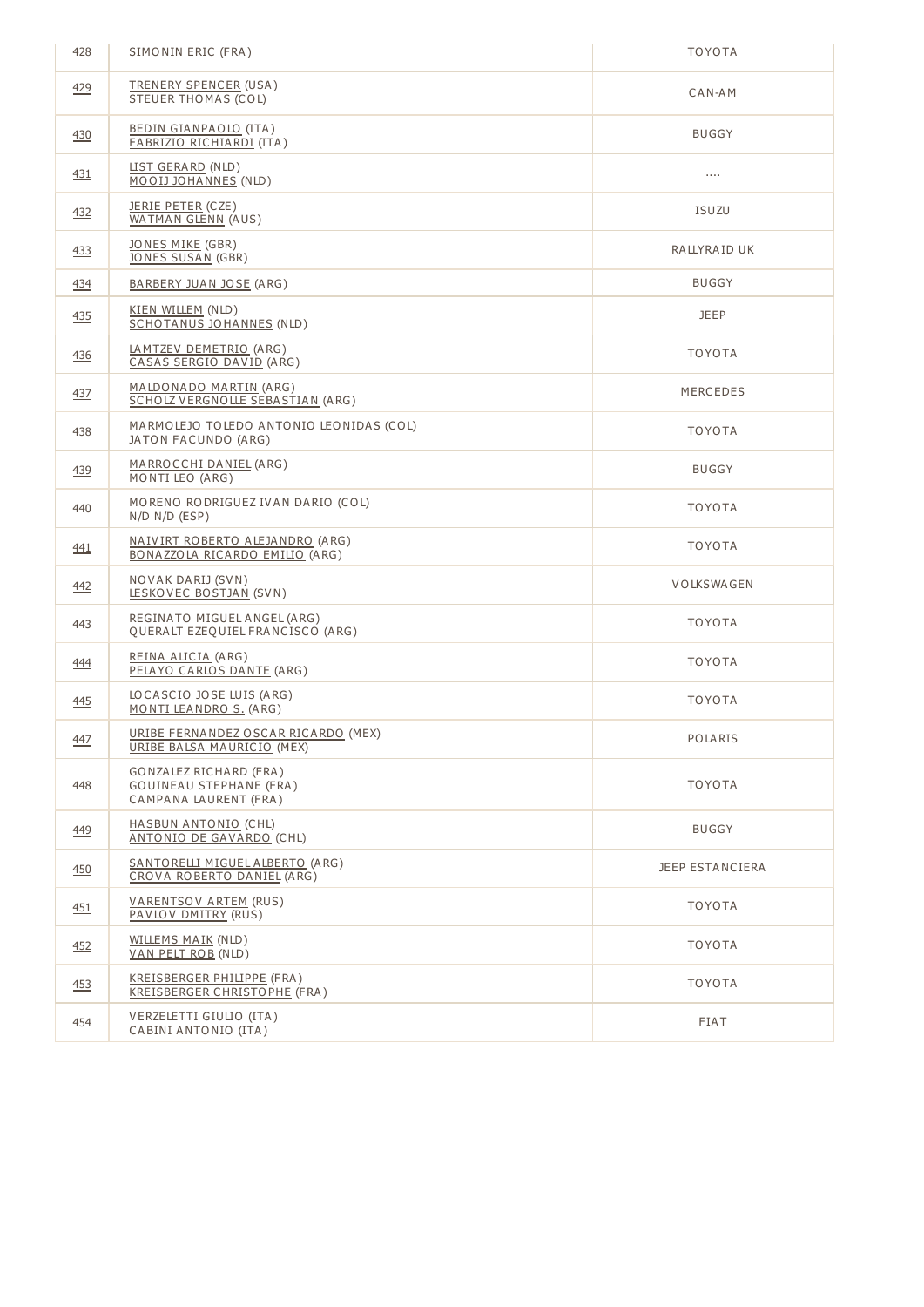| | | |
|---|---|---|
| 428 | SIMONIN ERIC (FRA) | TOYOTA |
| 429 | TRENERY SPENCER (USA)<br>STEUER THOMAS (COL) | CAN-AM |
| 430 | BEDIN GIANPAOLO (ITA)<br>FABRIZIO RICHIARDI (ITA) | BUGGY |
| 431 | LIST GERARD (NLD)<br>MOOIJ JOHANNES (NLD) | .... |
| 432 | JERIE PETER (CZE)<br>WATMAN GLENN (AUS) | ISUZU |
| 433 | JONES MIKE (GBR)<br>JONES SUSAN (GBR) | RALLYRAID UK |
| 434 | BARBERY JUAN JOSE (ARG) | BUGGY |
| 435 | KIEN WILLEM (NLD)<br>SCHOTANUS JOHANNES (NLD) | JEEP |
| 436 | LAMTZEV DEMETRIO (ARG)<br>CASAS SERGIO DAVID (ARG) | TOYOTA |
| 437 | MALDONADO MARTIN (ARG)<br>SCHOLZ VERGNOLLE SEBASTIAN (ARG) | MERCEDES |
| 438 | MARMOLEJO TOLEDO ANTONIO LEONIDAS (COL)<br>JATON FACUNDO (ARG) | TOYOTA |
| 439 | MARROCCHI DANIEL (ARG)<br>MONTI LEO (ARG) | BUGGY |
| 440 | MORENO RODRIGUEZ IVAN DARIO (COL)<br>N/D N/D (ESP) | TOYOTA |
| 441 | NAIVIRT ROBERTO ALEJANDRO (ARG)<br>BONAZZOLA RICARDO EMILIO (ARG) | TOYOTA |
| 442 | NOVAK DARIJ (SVN)<br>LESKOVEC BOSTJAN (SVN) | VOLKSWAGEN |
| 443 | REGINATO MIGUEL ANGEL (ARG)<br>QUERALT EZEQUIEL FRANCISCO (ARG) | TOYOTA |
| 444 | REINA ALICIA (ARG)<br>PELAYO CARLOS DANTE (ARG) | TOYOTA |
| 445 | LOCASCIO JOSE LUIS (ARG)<br>MONTI LEANDRO S. (ARG) | TOYOTA |
| 447 | URIBE FERNANDEZ OSCAR RICARDO (MEX)<br>URIBE BALSA MAURICIO (MEX) | POLARIS |
| 448 | GONZALEZ RICHARD (FRA)<br>GOUINEAU STEPHANE (FRA)<br>CAMPANA LAURENT (FRA) | TOYOTA |
| 449 | HASBUN ANTONIO (CHL)<br>ANTONIO DE GAVARDO (CHL) | BUGGY |
| 450 | SANTORELLI MIGUEL ALBERTO (ARG)<br>CROVA ROBERTO DANIEL (ARG) | JEEP ESTANCIERA |
| 451 | VARENTSOV ARTEM (RUS)<br>PAVLOV DMITRY (RUS) | TOYOTA |
| 452 | WILLEMS MAIK (NLD)<br>VAN PELT ROB (NLD) | TOYOTA |
| 453 | KREISBERGER PHILIPPE (FRA)<br>KREISBERGER CHRISTOPHE (FRA) | TOYOTA |
| 454 | VERZELETTI GIULIO (ITA)<br>CABINI ANTONIO (ITA) | FIAT |